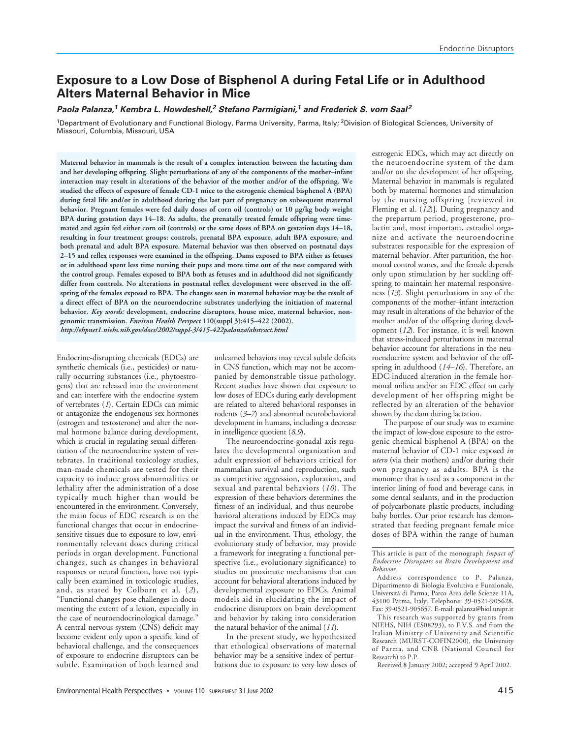# Exposure to a Low Dose of Bisphenol A during Fetal Life or in Adulthood Alters Maternal Behavior in Mice

***Paola Palanza,[1] Kembra L. Howdeshell,[2] Stefano Parmigiani,[1] and Frederick S. vom Saal[2]***

[1]Department of Evolutionary and Functional Biology, Parma University, Parma, Italy; [2]Division of Biological Sciences, University of Missouri, Columbia, Missouri, USA

**Maternal behavior in mammals is the result of a complex interaction between the lactating dam and her developing offspring. Slight perturbations of any of the components of the mother–infant interaction may result in alterations of the behavior of the mother and/or of the offspring. We studied the effects of exposure of female CD-1 mice to the estrogenic chemical bisphenol A (BPA) during fetal life and/or in adulthood during the last part of pregnancy on subsequent maternal behavior. Pregnant females were fed daily doses of corn oil (controls) or 10 µg/kg body weight BPA during gestation days 14–18. As adults, the prenatally treated female offspring were time-mated and again fed either corn oil (controls) or the same doses of BPA on gestation days 14–18, resulting in four treatment groups: controls, prenatal BPA exposure, adult BPA exposure, and both prenatal and adult BPA exposure. Maternal behavior was then observed on postnatal days 2–15 and reflex responses were examined in the offspring. Dams exposed to BPA either as fetuses or in adulthood spent less time nursing their pups and more time out of the nest compared with the control group. Females exposed to BPA both as fetuses and in adulthood did not significantly differ from controls. No alterations in postnatal reflex development were observed in the offspring of the females exposed to BPA. The changes seen in maternal behavior may be the result of a direct effect of BPA on the neuroendocrine substrates underlying the initiation of maternal behavior.** ***Key words:*** **development, endocrine disruptors, house mice, maternal behavior, nongenomic transmission.** ***Environ Health Perspect*** **110(suppl 3):415–422 (2002).** ***http://ehpnet1.niehs.nih.gov/docs/2002/suppl-3/415-422palanza/abstract.html***

Endocrine-disrupting chemicals (EDCs) are synthetic chemicals (i.e., pesticides) or naturally occurring substances (i.e., phytoestrogens) that are released into the environment and can interfere with the endocrine system of vertebrates (*1*). Certain EDCs can mimic or antagonize the endogenous sex hormones (estrogen and testosterone) and alter the normal hormone balance during development, which is crucial in regulating sexual differentiation of the neuroendocrine system of vertebrates. In traditional toxicology studies, man-made chemicals are tested for their capacity to induce gross abnormalities or lethality after the administration of a dose typically much higher than would be encountered in the environment. Conversely, the main focus of EDC research is on the functional changes that occur in endocrine-sensitive tissues due to exposure to low, environmentally relevant doses during critical periods in organ development. Functional changes, such as changes in behavioral responses or neural function, have not typically been examined in toxicologic studies, and, as stated by Colborn et al. (*2*), "Functional changes pose challenges in documenting the extent of a lesion, especially in the case of neuroendocrinological damage." A central nervous system (CNS) deficit may become evident only upon a specific kind of behavioral challenge, and the consequences of exposure to endocrine disruptors can be subtle. Examination of both learned and unlearned behaviors may reveal subtle deficits in CNS function, which may not be accompanied by demonstrable tissue pathology. Recent studies have shown that exposure to low doses of EDCs during early development are related to altered behavioral responses in rodents (*3–7*) and abnormal neurobehavioral development in humans, including a decrease in intelligence quotient (*8,9*).

The neuroendocrine-gonadal axis regulates the developmental organization and adult expression of behaviors critical for mammalian survival and reproduction, such as competitive aggression, exploration, and sexual and parental behaviors (*10*). The expression of these behaviors determines the fitness of an individual, and thus neurobehavioral alterations induced by EDCs may impact the survival and fitness of an individual in the environment. Thus, ethology, the evolutionary study of behavior, may provide a framework for integrating a functional perspective (i.e., evolutionary significance) to studies on proximate mechanisms that can account for behavioral alterations induced by developmental exposure to EDCs. Animal models aid in elucidating the impact of endocrine disruptors on brain development and behavior by taking into consideration the natural behavior of the animal (*11*).

In the present study, we hypothesized that ethological observations of maternal behavior may be a sensitive index of perturbations due to exposure to very low doses of estrogenic EDCs, which may act directly on the neuroendocrine system of the dam and/or on the development of her offspring. Maternal behavior in mammals is regulated both by maternal hormones and stimulation by the nursing offspring [reviewed in Fleming et al. (*12*)]. During pregnancy and the prepartum period, progesterone, prolactin and, most important, estradiol organize and activate the neuroendocrine substrates responsible for the expression of maternal behavior. After parturition, the hormonal control wanes, and the female depends only upon stimulation by her suckling offspring to maintain her maternal responsiveness (*13*). Slight perturbations in any of the components of the mother–infant interaction may result in alterations of the behavior of the mother and/or of the offspring during development (*12*). For instance, it is well known that stress-induced perturbations in maternal behavior account for alterations in the neuroendocrine system and behavior of the offspring in adulthood (*14–16*). Therefore, an EDC-induced alteration in the female hormonal milieu and/or an EDC effect on early development of her offspring might be reflected by an alteration of the behavior shown by the dam during lactation.

The purpose of our study was to examine the impact of low-dose exposure to the estrogenic chemical bisphenol A (BPA) on the maternal behavior of CD-1 mice exposed *in utero* (via their mothers) and/or during their own pregnancy as adults. BPA is the monomer that is used as a component in the interior lining of food and beverage cans, in some dental sealants, and in the production of polycarbonate plastic products, including baby bottles. Our prior research has demonstrated that feeding pregnant female mice doses of BPA within the range of human

This article is part of the monograph *Impact of Endocrine Disruptors on Brain Development and Behavior.*

Address correspondence to P. Palanza, Dipartimento di Biologia Evolutiva e Funzionale, Università di Parma, Parco Area delle Scienze 11A, 43100 Parma, Italy. Telephone: 39-0521-905628. Fax: 39-0521-905657. E-mail: palanza@biol.unipr.it

This research was supported by grants from NIEHS, NIH (ES08293), to F.V.S. and from the Italian Ministry of University and Scientific Research (MURST-COFIN2000), the University of Parma, and CNR (National Council for Research) to P.P.

Received 8 January 2002; accepted 9 April 2002.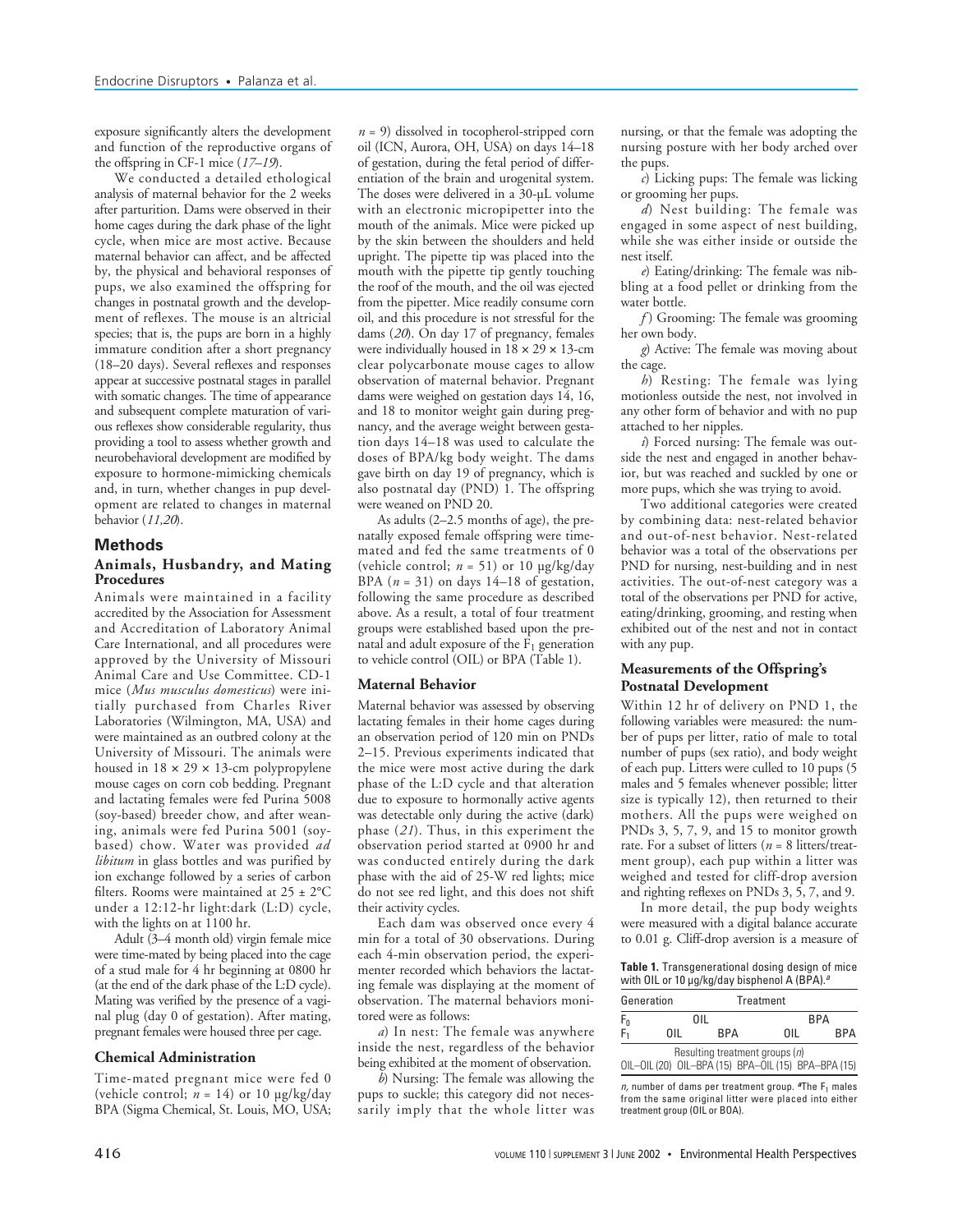exposure significantly alters the development and function of the reproductive organs of the offspring in CF-1 mice (*17–19*).

We conducted a detailed ethological analysis of maternal behavior for the 2 weeks after parturition. Dams were observed in their home cages during the dark phase of the light cycle, when mice are most active. Because maternal behavior can affect, and be affected by, the physical and behavioral responses of pups, we also examined the offspring for changes in postnatal growth and the development of reflexes. The mouse is an altricial species; that is, the pups are born in a highly immature condition after a short pregnancy (18–20 days). Several reflexes and responses appear at successive postnatal stages in parallel with somatic changes. The time of appearance and subsequent complete maturation of various reflexes show considerable regularity, thus providing a tool to assess whether growth and neurobehavioral development are modified by exposure to hormone-mimicking chemicals and, in turn, whether changes in pup development are related to changes in maternal behavior (*11,20*).

## Methods

### Animals, Husbandry, and Mating Procedures

Animals were maintained in a facility accredited by the Association for Assessment and Accreditation of Laboratory Animal Care International, and all procedures were approved by the University of Missouri Animal Care and Use Committee. CD-1 mice (*Mus musculus domesticus*) were initially purchased from Charles River Laboratories (Wilmington, MA, USA) and were maintained as an outbred colony at the University of Missouri. The animals were housed in 18 × 29 × 13-cm polypropylene mouse cages on corn cob bedding. Pregnant and lactating females were fed Purina 5008 (soy-based) breeder chow, and after weaning, animals were fed Purina 5001 (soy-based) chow. Water was provided *ad libitum* in glass bottles and was purified by ion exchange followed by a series of carbon filters. Rooms were maintained at 25 ± 2°C under a 12:12-hr light:dark (L:D) cycle, with the lights on at 1100 hr.

Adult (3–4 month old) virgin female mice were time-mated by being placed into the cage of a stud male for 4 hr beginning at 0800 hr (at the end of the dark phase of the L:D cycle). Mating was verified by the presence of a vaginal plug (day 0 of gestation). After mating, pregnant females were housed three per cage.

### Chemical Administration

Time-mated pregnant mice were fed 0 (vehicle control; $n = 14$) or 10 µg/kg/day BPA (Sigma Chemical, St. Louis, MO, USA; $n = 9$) dissolved in tocopherol-stripped corn oil (ICN, Aurora, OH, USA) on days 14–18 of gestation, during the fetal period of differentiation of the brain and urogenital system. The doses were delivered in a 30-µL volume with an electronic micropipetter into the mouth of the animals. Mice were picked up by the skin between the shoulders and held upright. The pipette tip was placed into the mouth with the pipette tip gently touching the roof of the mouth, and the oil was ejected from the pipetter. Mice readily consume corn oil, and this procedure is not stressful for the dams (*20*). On day 17 of pregnancy, females were individually housed in 18 × 29 × 13-cm clear polycarbonate mouse cages to allow observation of maternal behavior. Pregnant dams were weighed on gestation days 14, 16, and 18 to monitor weight gain during pregnancy, and the average weight between gestation days 14–18 was used to calculate the doses of BPA/kg body weight. The dams gave birth on day 19 of pregnancy, which is also postnatal day (PND) 1. The offspring were weaned on PND 20.

As adults (2–2.5 months of age), the prenatally exposed female offspring were time-mated and fed the same treatments of 0 (vehicle control; $n = 51$) or 10 µg/kg/day BPA ($n = 31$) on days 14–18 of gestation, following the same procedure as described above. As a result, a total of four treatment groups were established based upon the prenatal and adult exposure of the $F_1$ generation to vehicle control (OIL) or BPA (Table 1).

### Maternal Behavior

Maternal behavior was assessed by observing lactating females in their home cages during an observation period of 120 min on PNDs 2–15. Previous experiments indicated that the mice were most active during the dark phase of the L:D cycle and that alteration due to exposure to hormonally active agents was detectable only during the active (dark) phase (*21*). Thus, in this experiment the observation period started at 0900 hr and was conducted entirely during the dark phase with the aid of 25-W red lights; mice do not see red light, and this does not shift their activity cycles.

Each dam was observed once every 4 min for a total of 30 observations. During each 4-min observation period, the experimenter recorded which behaviors the lactating female was displaying at the moment of observation. The maternal behaviors monitored were as follows:

*a*) In nest: The female was anywhere inside the nest, regardless of the behavior being exhibited at the moment of observation.

*b*) Nursing: The female was allowing the pups to suckle; this category did not necessarily imply that the whole litter was nursing, or that the female was adopting the nursing posture with her body arched over the pups.

*c*) Licking pups: The female was licking or grooming her pups.

*d*) Nest building: The female was engaged in some aspect of nest building, while she was either inside or outside the nest itself.

*e*) Eating/drinking: The female was nibbling at a food pellet or drinking from the water bottle.

*f*) Grooming: The female was grooming her own body.

*g*) Active: The female was moving about the cage.

*h*) Resting: The female was lying motionless outside the nest, not involved in any other form of behavior and with no pup attached to her nipples.

*i*) Forced nursing: The female was outside the nest and engaged in another behavior, but was reached and suckled by one or more pups, which she was trying to avoid.

Two additional categories were created by combining data: nest-related behavior and out-of-nest behavior. Nest-related behavior was a total of the observations per PND for nursing, nest-building and in nest activities. The out-of-nest category was a total of the observations per PND for active, eating/drinking, grooming, and resting when exhibited out of the nest and not in contact with any pup.

### Measurements of the Offspring's Postnatal Development

Within 12 hr of delivery on PND 1, the following variables were measured: the number of pups per litter, ratio of male to total number of pups (sex ratio), and body weight of each pup. Litters were culled to 10 pups (5 males and 5 females whenever possible; litter size is typically 12), then returned to their mothers. All the pups were weighed on PNDs 3, 5, 7, 9, and 15 to monitor growth rate. For a subset of litters ($n = 8$ litters/treatment group), each pup within a litter was weighed and tested for cliff-drop aversion and righting reflexes on PNDs 3, 5, 7, and 9.

In more detail, the pup body weights were measured with a digital balance accurate to 0.01 g. Cliff-drop aversion is a measure of

**Table 1.** Transgenerational dosing design of mice with OIL or 10 µg/kg/day bisphenol A (BPA).[a]

| Generation | Treatment | | | |
|---|---|---|---|---|
| $F_0$ | OIL | | BPA | |
| $F_1$ | OIL | BPA | OIL | BPA |
| Resulting treatment groups (*n*) | OIL–OIL (20) | OIL–BPA (15) | BPA–OIL (15) | BPA–BPA (15) |

*n*, number of dams per treatment group. [a]The $F_1$ males from the same original litter were placed into either treatment group (OIL or BOA).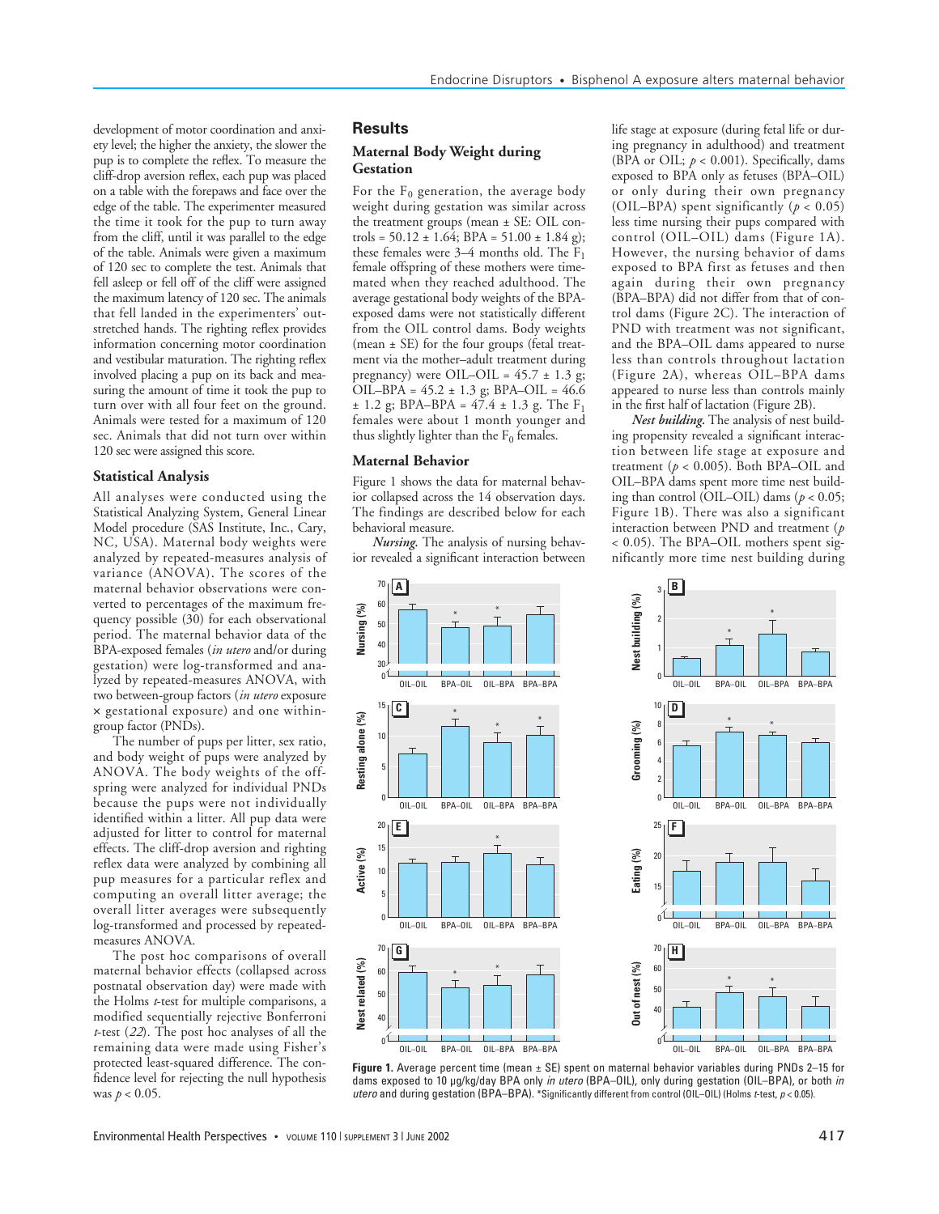development of motor coordination and anxiety level; the higher the anxiety, the slower the pup is to complete the reflex. To measure the cliff-drop aversion reflex, each pup was placed on a table with the forepaws and face over the edge of the table. The experimenter measured the time it took for the pup to turn away from the cliff, until it was parallel to the edge of the table. Animals were given a maximum of 120 sec to complete the test. Animals that fell asleep or fell off of the cliff were assigned the maximum latency of 120 sec. The animals that fell landed in the experimenters' outstretched hands. The righting reflex provides information concerning motor coordination and vestibular maturation. The righting reflex involved placing a pup on its back and measuring the amount of time it took the pup to turn over with all four feet on the ground. Animals were tested for a maximum of 120 sec. Animals that did not turn over within 120 sec were assigned this score.

### Statistical Analysis

All analyses were conducted using the Statistical Analyzing System, General Linear Model procedure (SAS Institute, Inc., Cary, NC, USA). Maternal body weights were analyzed by repeated-measures analysis of variance (ANOVA). The scores of the maternal behavior observations were converted to percentages of the maximum frequency possible (30) for each observational period. The maternal behavior data of the BPA-exposed females (*in utero* and/or during gestation) were log-transformed and analyzed by repeated-measures ANOVA, with two between-group factors (*in utero* exposure × gestational exposure) and one within-group factor (PNDs).

The number of pups per litter, sex ratio, and body weight of pups were analyzed by ANOVA. The body weights of the offspring were analyzed for individual PNDs because the pups were not individually identified within a litter. All pup data were adjusted for litter to control for maternal effects. The cliff-drop aversion and righting reflex data were analyzed by combining all pup measures for a particular reflex and computing an overall litter average; the overall litter averages were subsequently log-transformed and processed by repeated-measures ANOVA.

The post hoc comparisons of overall maternal behavior effects (collapsed across postnatal observation day) were made with the Holms *t*-test for multiple comparisons, a modified sequentially rejective Bonferroni *t*-test (*22*). The post hoc analyses of all the remaining data were made using Fisher's protected least-squared difference. The confidence level for rejecting the null hypothesis was $p < 0.05$.

## Results

### Maternal Body Weight during Gestation

For the $F_0$ generation, the average body weight during gestation was similar across the treatment groups (mean ± SE: OIL controls = 50.12 ± 1.64; BPA = 51.00 ± 1.84 g); these females were 3–4 months old. The $F_1$ female offspring of these mothers were time-mated when they reached adulthood. The average gestational body weights of the BPA-exposed dams were not statistically different from the OIL control dams. Body weights (mean ± SE) for the four groups (fetal treatment via the mother–adult treatment during pregnancy) were OIL–OIL = 45.7 ± 1.3 g; OIL–BPA = 45.2 ± 1.3 g; BPA–OIL = 46.6 ± 1.2 g; BPA–BPA = 47.4 ± 1.3 g. The $F_1$ females were about 1 month younger and thus slightly lighter than the $F_0$ females.

### Maternal Behavior

Figure 1 shows the data for maternal behavior collapsed across the 14 observation days. The findings are described below for each behavioral measure.

***Nursing.*** The analysis of nursing behavior revealed a significant interaction between life stage at exposure (during fetal life or during pregnancy in adulthood) and treatment (BPA or OIL; $p < 0.001$). Specifically, dams exposed to BPA only as fetuses (BPA–OIL) or only during their own pregnancy (OIL–BPA) spent significantly ($p < 0.05$) less time nursing their pups compared with control (OIL–OIL) dams (Figure 1A). However, the nursing behavior of dams exposed to BPA first as fetuses and then again during their own pregnancy (BPA–BPA) did not differ from that of control dams (Figure 2C). The interaction of PND with treatment was not significant, and the BPA–OIL dams appeared to nurse less than controls throughout lactation (Figure 2A), whereas OIL–BPA dams appeared to nurse less than controls mainly in the first half of lactation (Figure 2B).

***Nest building.*** The analysis of nest building propensity revealed a significant interaction between life stage at exposure and treatment ($p < 0.005$). Both BPA–OIL and OIL–BPA dams spent more time nest building than control (OIL–OIL) dams ($p < 0.05$; Figure 1B). There was also a significant interaction between PND and treatment ($p < 0.05$). The BPA–OIL mothers spent significantly more time nest building during

**Figure 1.** Average percent time (mean ± SE) spent on maternal behavior variables during PNDs 2–15 for dams exposed to 10 µg/kg/day BPA only *in utero* (BPA–OIL), only during gestation (OIL–BPA), or both *in utero* and during gestation (BPA–BPA). *Significantly different from control (OIL–OIL) (Holms *t*-test, $p < 0.05$).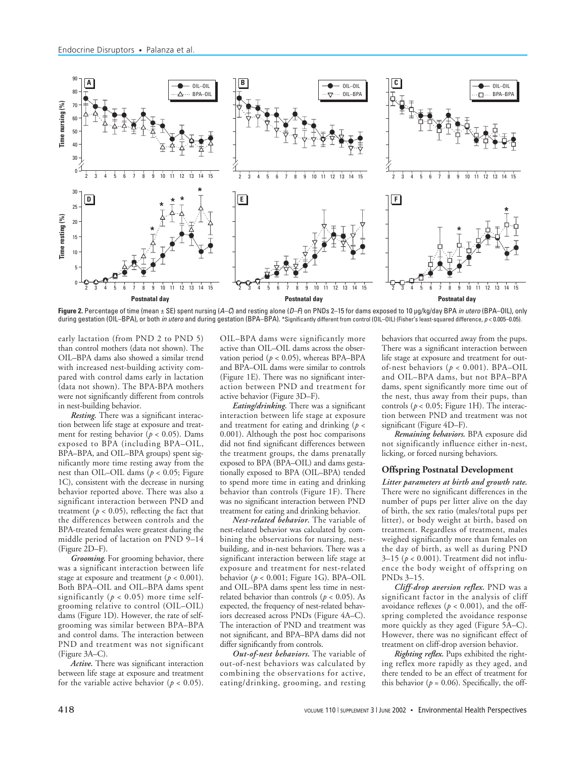**Figure 2.** Percentage of time (mean ± SE) spent nursing (*A–C*) and resting alone (*D–F*) on PNDs 2–15 for dams exposed to 10 µg/kg/day BPA *in utero* (BPA–OIL), only during gestation (OIL–BPA), or both *in utero* and during gestation (BPA–BPA). *Significantly different from control (OIL–OIL) (Fisher's least-squared difference, $p < 0.005$–$0.05$).

early lactation (from PND 2 to PND 5) than control mothers (data not shown). The OIL–BPA dams also showed a similar trend with increased nest-building activity compared with control dams early in lactation (data not shown). The BPA-BPA mothers were not significantly different from controls in nest-building behavior.

***Resting.*** There was a significant interaction between life stage at exposure and treatment for resting behavior ($p < 0.05$). Dams exposed to BPA (including BPA–OIL, BPA–BPA, and OIL–BPA groups) spent significantly more time resting away from the nest than OIL–OIL dams ($p < 0.05$; Figure 1C), consistent with the decrease in nursing behavior reported above. There was also a significant interaction between PND and treatment ($p < 0.05$), reflecting the fact that the differences between controls and the BPA-treated females were greatest during the middle period of lactation on PND 9–14 (Figure 2D–F).

***Grooming.*** For grooming behavior, there was a significant interaction between life stage at exposure and treatment ($p < 0.001$). Both BPA–OIL and OIL–BPA dams spent significantly ($p < 0.05$) more time self-grooming relative to control (OIL–OIL) dams (Figure 1D). However, the rate of self-grooming was similar between BPA–BPA and control dams. The interaction between PND and treatment was not significant (Figure 3A–C).

***Active.*** There was significant interaction between life stage at exposure and treatment for the variable active behavior ($p < 0.05$). OIL–BPA dams were significantly more active than OIL–OIL dams across the observation period ($p < 0.05$), whereas BPA–BPA and BPA–OIL dams were similar to controls (Figure 1E). There was no significant interaction between PND and treatment for active behavior (Figure 3D–F).

***Eating/drinking.*** There was a significant interaction between life stage at exposure and treatment for eating and drinking ($p < 0.001$). Although the post hoc comparisons did not find significant differences between the treatment groups, the dams prenatally exposed to BPA (BPA–OIL) and dams gestationally exposed to BPA (OIL–BPA) tended to spend more time in eating and drinking behavior than controls (Figure 1F). There was no significant interaction between PND treatment for eating and drinking behavior.

***Nest-related behavior.*** The variable of nest-related behavior was calculated by combining the observations for nursing, nest-building, and in-nest behaviors. There was a significant interaction between life stage at exposure and treatment for nest-related behavior ($p < 0.001$; Figure 1G). BPA–OIL and OIL–BPA dams spent less time in nest-related behavior than controls ($p < 0.05$). As expected, the frequency of nest-related behaviors decreased across PNDs (Figure 4A–C). The interaction of PND and treatment was not significant, and BPA–BPA dams did not differ significantly from controls.

***Out-of-nest behaviors.*** The variable of out-of-nest behaviors was calculated by combining the observations for active, eating/drinking, grooming, and resting behaviors that occurred away from the pups. There was a significant interaction between life stage at exposure and treatment for out-of-nest behaviors ($p < 0.001$). BPA–OIL and OIL–BPA dams, but not BPA–BPA dams, spent significantly more time out of the nest, thus away from their pups, than controls ($p < 0.05$; Figure 1H). The interaction between PND and treatment was not significant (Figure 4D–F).

***Remaining behaviors.*** BPA exposure did not significantly influence either in-nest, licking, or forced nursing behaviors.

### Offspring Postnatal Development

***Litter parameters at birth and growth rate.*** There were no significant differences in the number of pups per litter alive on the day of birth, the sex ratio (males/total pups per litter), or body weight at birth, based on treatment. Regardless of treatment, males weighed significantly more than females on the day of birth, as well as during PND 3–15 ($p < 0.001$). Treatment did not influence the body weight of offspring on PNDs 3–15.

***Cliff-drop aversion reflex.*** PND was a significant factor in the analysis of cliff avoidance reflexes ($p < 0.001$), and the offspring completed the avoidance response more quickly as they aged (Figure 5A–C). However, there was no significant effect of treatment on cliff-drop aversion behavior.

***Righting reflex.*** Pups exhibited the righting reflex more rapidly as they aged, and there tended to be an effect of treatment for this behavior ($p = 0.06$). Specifically, the off-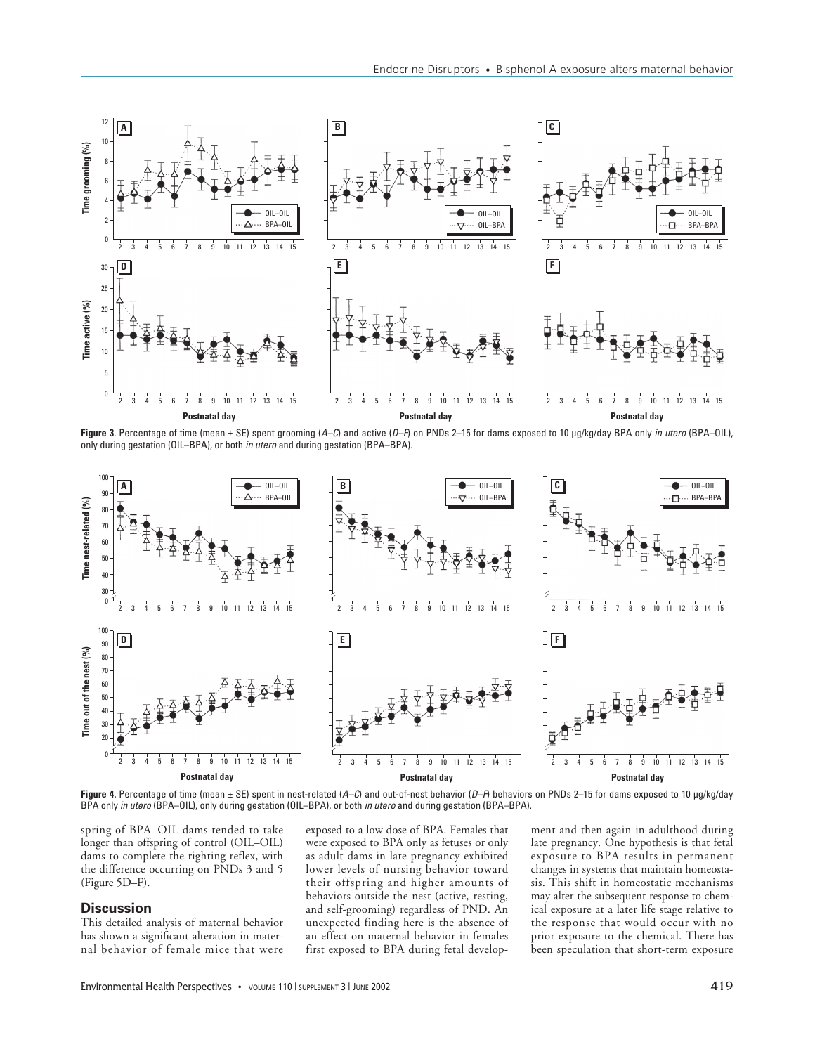**Figure 3**. Percentage of time (mean ± SE) spent grooming (*A–C*) and active (*D–F*) on PNDs 2–15 for dams exposed to 10 µg/kg/day BPA only *in utero* (BPA–OIL), only during gestation (OIL–BPA), or both *in utero* and during gestation (BPA–BPA).

**Figure 4.** Percentage of time (mean ± SE) spent in nest-related (*A–C*) and out-of-nest behavior (*D–F*) behaviors on PNDs 2–15 for dams exposed to 10 µg/kg/day BPA only *in utero* (BPA–OIL), only during gestation (OIL–BPA), or both *in utero* and during gestation (BPA–BPA).

spring of BPA–OIL dams tended to take longer than offspring of control (OIL–OIL) dams to complete the righting reflex, with the difference occurring on PNDs 3 and 5 (Figure 5D–F).

## Discussion

This detailed analysis of maternal behavior has shown a significant alteration in maternal behavior of female mice that were exposed to a low dose of BPA. Females that were exposed to BPA only as fetuses or only as adult dams in late pregnancy exhibited lower levels of nursing behavior toward their offspring and higher amounts of behaviors outside the nest (active, resting, and self-grooming) regardless of PND. An unexpected finding here is the absence of an effect on maternal behavior in females first exposed to BPA during fetal development and then again in adulthood during late pregnancy. One hypothesis is that fetal exposure to BPA results in permanent changes in systems that maintain homeostasis. This shift in homeostatic mechanisms may alter the subsequent response to chemical exposure at a later life stage relative to the response that would occur with no prior exposure to the chemical. There has been speculation that short-term exposure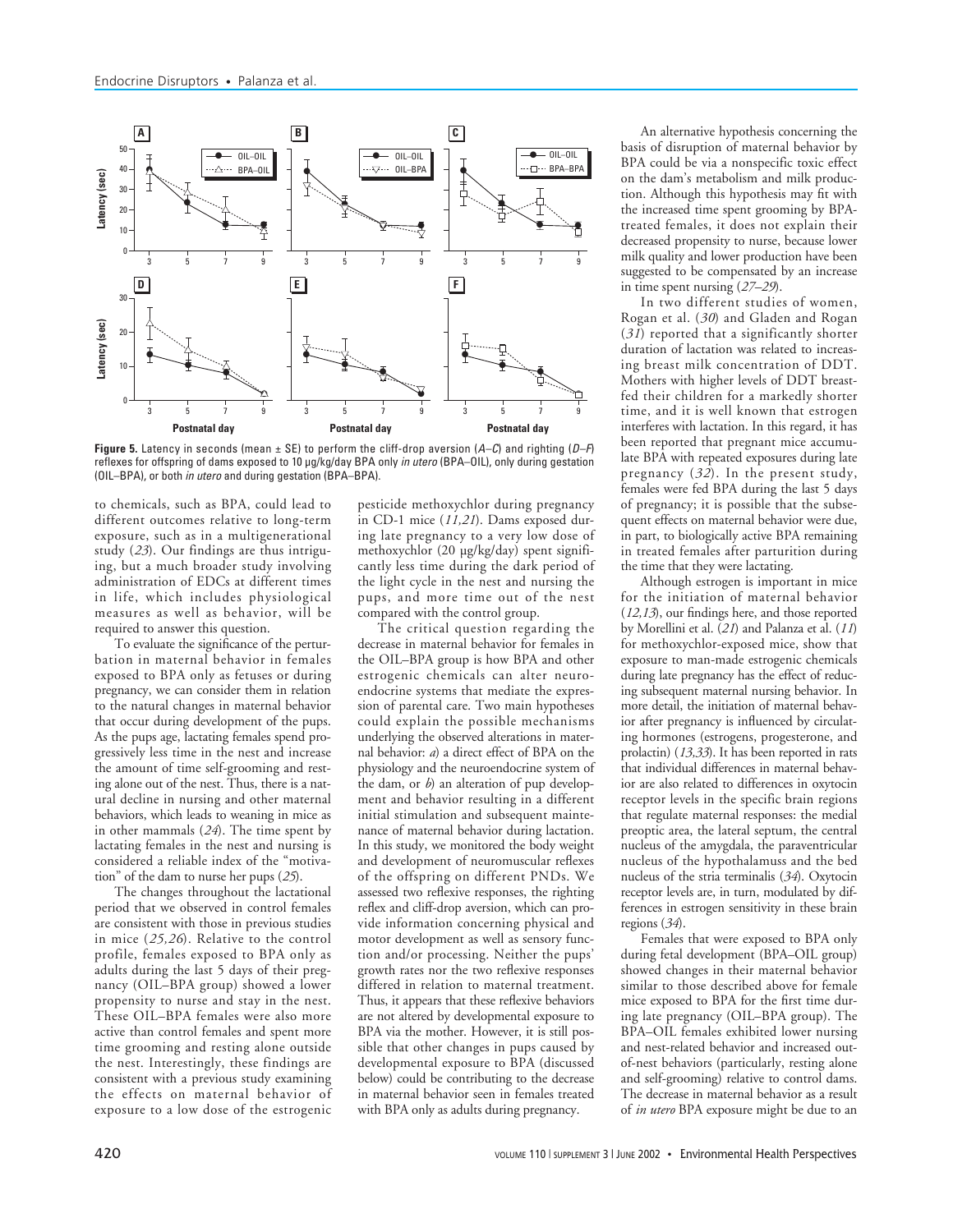**Figure 5.** Latency in seconds (mean ± SE) to perform the cliff-drop aversion (*A*–*C*) and righting (*D*–*F*) reflexes for offspring of dams exposed to 10 µg/kg/day BPA only *in utero* (BPA–OIL), only during gestation (OIL–BPA), or both *in utero* and during gestation (BPA–BPA).

to chemicals, such as BPA, could lead to different outcomes relative to long-term exposure, such as in a multigenerational study (*23*). Our findings are thus intriguing, but a much broader study involving administration of EDCs at different times in life, which includes physiological measures as well as behavior, will be required to answer this question.

To evaluate the significance of the perturbation in maternal behavior in females exposed to BPA only as fetuses or during pregnancy, we can consider them in relation to the natural changes in maternal behavior that occur during development of the pups. As the pups age, lactating females spend progressively less time in the nest and increase the amount of time self-grooming and resting alone out of the nest. Thus, there is a natural decline in nursing and other maternal behaviors, which leads to weaning in mice as in other mammals (*24*). The time spent by lactating females in the nest and nursing is considered a reliable index of the "motivation" of the dam to nurse her pups (*25*).

The changes throughout the lactational period that we observed in control females are consistent with those in previous studies in mice (*25,26*). Relative to the control profile, females exposed to BPA only as adults during the last 5 days of their pregnancy (OIL–BPA group) showed a lower propensity to nurse and stay in the nest. These OIL–BPA females were also more active than control females and spent more time grooming and resting alone outside the nest. Interestingly, these findings are consistent with a previous study examining the effects on maternal behavior of exposure to a low dose of the estrogenic pesticide methoxychlor during pregnancy in CD-1 mice (*11,21*). Dams exposed during late pregnancy to a very low dose of methoxychlor (20 µg/kg/day) spent significantly less time during the dark period of the light cycle in the nest and nursing the pups, and more time out of the nest compared with the control group.

The critical question regarding the decrease in maternal behavior for females in the OIL–BPA group is how BPA and other estrogenic chemicals can alter neuroendocrine systems that mediate the expression of parental care. Two main hypotheses could explain the possible mechanisms underlying the observed alterations in maternal behavior: *a*) a direct effect of BPA on the physiology and the neuroendocrine system of the dam, or *b*) an alteration of pup development and behavior resulting in a different initial stimulation and subsequent maintenance of maternal behavior during lactation. In this study, we monitored the body weight and development of neuromuscular reflexes of the offspring on different PNDs. We assessed two reflexive responses, the righting reflex and cliff-drop aversion, which can provide information concerning physical and motor development as well as sensory function and/or processing. Neither the pups' growth rates nor the two reflexive responses differed in relation to maternal treatment. Thus, it appears that these reflexive behaviors are not altered by developmental exposure to BPA via the mother. However, it is still possible that other changes in pups caused by developmental exposure to BPA (discussed below) could be contributing to the decrease in maternal behavior seen in females treated with BPA only as adults during pregnancy.

An alternative hypothesis concerning the basis of disruption of maternal behavior by BPA could be via a nonspecific toxic effect on the dam's metabolism and milk production. Although this hypothesis may fit with the increased time spent grooming by BPA-treated females, it does not explain their decreased propensity to nurse, because lower milk quality and lower production have been suggested to be compensated by an increase in time spent nursing (*27–29*).

In two different studies of women, Rogan et al. (*30*) and Gladen and Rogan (*31*) reported that a significantly shorter duration of lactation was related to increasing breast milk concentration of DDT. Mothers with higher levels of DDT breast-fed their children for a markedly shorter time, and it is well known that estrogen interferes with lactation. In this regard, it has been reported that pregnant mice accumulate BPA with repeated exposures during late pregnancy (*32*). In the present study, females were fed BPA during the last 5 days of pregnancy; it is possible that the subsequent effects on maternal behavior were due, in part, to biologically active BPA remaining in treated females after parturition during the time that they were lactating.

Although estrogen is important in mice for the initiation of maternal behavior (*12,13*), our findings here, and those reported by Morellini et al. (*21*) and Palanza et al. (*11*) for methoxychlor-exposed mice, show that exposure to man-made estrogenic chemicals during late pregnancy has the effect of reducing subsequent maternal nursing behavior. In more detail, the initiation of maternal behavior after pregnancy is influenced by circulating hormones (estrogens, progesterone, and prolactin) (*13,33*). It has been reported in rats that individual differences in maternal behavior are also related to differences in oxytocin receptor levels in the specific brain regions that regulate maternal responses: the medial preoptic area, the lateral septum, the central nucleus of the amygdala, the paraventricular nucleus of the hypothalamuss and the bed nucleus of the stria terminalis (*34*). Oxytocin receptor levels are, in turn, modulated by differences in estrogen sensitivity in these brain regions (*34*).

Females that were exposed to BPA only during fetal development (BPA–OIL group) showed changes in their maternal behavior similar to those described above for female mice exposed to BPA for the first time during late pregnancy (OIL–BPA group). The BPA–OIL females exhibited lower nursing and nest-related behavior and increased out-of-nest behaviors (particularly, resting alone and self-grooming) relative to control dams. The decrease in maternal behavior as a result of *in utero* BPA exposure might be due to an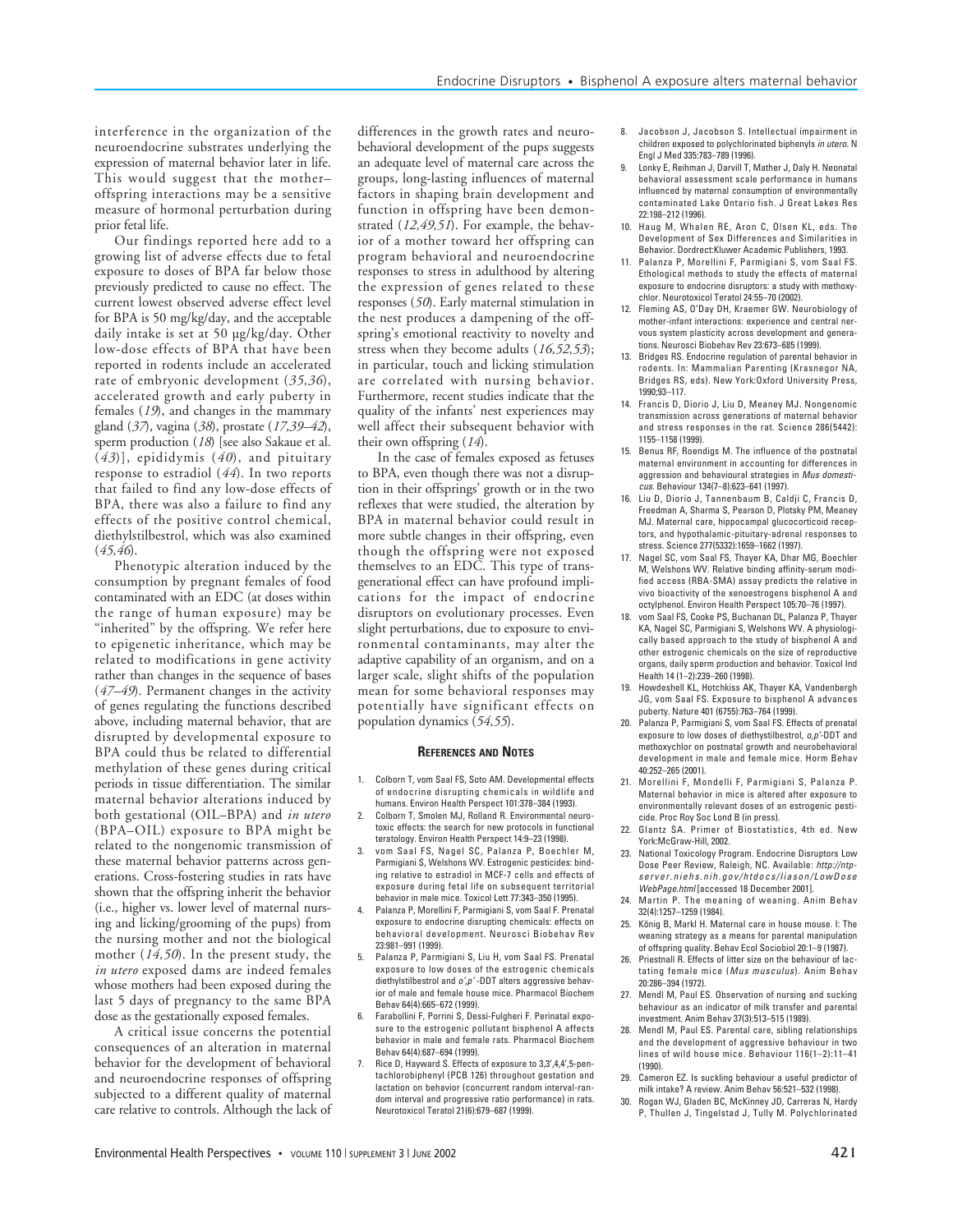interference in the organization of the neuroendocrine substrates underlying the expression of maternal behavior later in life. This would suggest that the mother–offspring interactions may be a sensitive measure of hormonal perturbation during prior fetal life.

Our findings reported here add to a growing list of adverse effects due to fetal exposure to doses of BPA far below those previously predicted to cause no effect. The current lowest observed adverse effect level for BPA is 50 mg/kg/day, and the acceptable daily intake is set at 50 µg/kg/day. Other low-dose effects of BPA that have been reported in rodents include an accelerated rate of embryonic development (*35,36*), accelerated growth and early puberty in females (*19*), and changes in the mammary gland (*37*), vagina (*38*), prostate (*17,39–42*), sperm production (*18*) [see also Sakaue et al. (*43*)], epididymis (*40*), and pituitary response to estradiol (*44*). In two reports that failed to find any low-dose effects of BPA, there was also a failure to find any effects of the positive control chemical, diethylstilbestrol, which was also examined (*45,46*).

Phenotypic alteration induced by the consumption by pregnant females of food contaminated with an EDC (at doses within the range of human exposure) may be "inherited" by the offspring. We refer here to epigenetic inheritance, which may be related to modifications in gene activity rather than changes in the sequence of bases (*47–49*). Permanent changes in the activity of genes regulating the functions described above, including maternal behavior, that are disrupted by developmental exposure to BPA could thus be related to differential methylation of these genes during critical periods in tissue differentiation. The similar maternal behavior alterations induced by both gestational (OIL–BPA) and *in utero* (BPA–OIL) exposure to BPA might be related to the nongenomic transmission of these maternal behavior patterns across generations. Cross-fostering studies in rats have shown that the offspring inherit the behavior (i.e., higher vs. lower level of maternal nursing and licking/grooming of the pups) from the nursing mother and not the biological mother (*14,50*). In the present study, the *in utero* exposed dams are indeed females whose mothers had been exposed during the last 5 days of pregnancy to the same BPA dose as the gestationally exposed females.

A critical issue concerns the potential consequences of an alteration in maternal behavior for the development of behavioral and neuroendocrine responses of offspring subjected to a different quality of maternal care relative to controls. Although the lack of differences in the growth rates and neurobehavioral development of the pups suggests an adequate level of maternal care across the groups, long-lasting influences of maternal factors in shaping brain development and function in offspring have been demonstrated (*12,49,51*). For example, the behavior of a mother toward her offspring can program behavioral and neuroendocrine responses to stress in adulthood by altering the expression of genes related to these responses (*50*). Early maternal stimulation in the nest produces a dampening of the offspring's emotional reactivity to novelty and stress when they become adults (*16,52,53*); in particular, touch and licking stimulation are correlated with nursing behavior. Furthermore, recent studies indicate that the quality of the infants' nest experiences may well affect their subsequent behavior with their own offspring (*14*).

In the case of females exposed as fetuses to BPA, even though there was not a disruption in their offsprings' growth or in the two reflexes that were studied, the alteration by BPA in maternal behavior could result in more subtle changes in their offspring, even though the offspring were not exposed themselves to an EDC. This type of transgenerational effect can have profound implications for the impact of endocrine disruptors on evolutionary processes. Even slight perturbations, due to exposure to environmental contaminants, may alter the adaptive capability of an organism, and on a larger scale, slight shifts of the population mean for some behavioral responses may potentially have significant effects on population dynamics (*54,55*).

## REFERENCES AND NOTES

1. Colborn T, vom Saal FS, Soto AM. Developmental effects of endocrine disrupting chemicals in wildlife and humans. Environ Health Perspect 101:378–384 (1993).
2. Colborn T, Smolen MJ, Rolland R. Environmental neurotoxic effects: the search for new protocols in functional teratology. Environ Health Perspect 14:9–23 (1998).
3. vom Saal FS, Nagel SC, Palanza P, Boechler M, Parmigiani S, Welshons WV. Estrogenic pesticides: binding relative to estradiol in MCF-7 cells and effects of exposure during fetal life on subsequent territorial behavior in male mice. Toxicol Lett 77:343–350 (1995).
4. Palanza P, Morellini F, Parmigiani S, vom Saal F. Prenatal exposure to endocrine disrupting chemicals: effects on behavioral development. Neurosci Biobehav Rev 23:981–991 (1999).
5. Palanza P, Parmigiani S, Liu H, vom Saal FS. Prenatal exposure to low doses of the estrogenic chemicals diethylstilbestrol and *o′,p′*-DDT alters aggressive behavior of male and female house mice. Pharmacol Biochem Behav 64(4):665–672 (1999).
6. Farabollini F, Porrini S, Dessi-Fulgheri F. Perinatal exposure to the estrogenic pollutant bisphenol A affects behavior in male and female rats. Pharmacol Biochem Behav 64(4):687–694 (1999).
7. Rice D, Hayward S. Effects of exposure to 3,3′,4,4′,5-pentachlorobiphenyl (PCB 126) throughout gestation and lactation on behavior (concurrent random interval-random interval and progressive ratio performance) in rats. Neurotoxicol Teratol 21(6):679–687 (1999).
8. Jacobson J, Jacobson S. Intellectual impairment in children exposed to polychlorinated biphenyls *in utero*. N Engl J Med 335:783–789 (1996).
9. Lonky E, Reihman J, Darvill T, Mather J, Daly H. Neonatal behavioral assessment scale performance in humans influenced by maternal consumption of environmentally contaminated Lake Ontario fish. J Great Lakes Res 22:198–212 (1996).
10. Haug M, Whalen RE, Aron C, Olsen KL, eds. The Development of Sex Differences and Similarities in Behavior. Dordrect:Kluwer Academic Publishers, 1993.
11. Palanza P, Morellini F, Parmigiani S, vom Saal FS. Ethological methods to study the effects of maternal exposure to endocrine disruptors: a study with methoxychlor. Neurotoxicol Teratol 24:55–70 (2002).
12. Fleming AS, O'Day DH, Kraemer GW. Neurobiology of mother-infant interactions: experience and central nervous system plasticity across development and generations. Neurosci Biobehav Rev 23:673–685 (1999).
13. Bridges RS. Endocrine regulation of parental behavior in rodents. In: Mammalian Parenting (Krasnegor NA, Bridges RS, eds). New York:Oxford University Press, 1990;93–117.
14. Francis D, Diorio J, Liu D, Meaney MJ. Nongenomic transmission across generations of maternal behavior and stress responses in the rat. Science 286(5442):1155–1158 (1999).
15. Benus RF, Roendigs M. The influence of the postnatal maternal environment in accounting for differences in aggression and behavioural strategies in *Mus domesticus*. Behaviour 134(7–8):623–641 (1997).
16. Liu D, Diorio J, Tannenbaum B, Caldji C, Francis D, Freedman A, Sharma S, Pearson D, Plotsky PM, Meaney MJ. Maternal care, hippocampal glucocorticoid receptors, and hypothalamic-pituitary-adrenal responses to stress. Science 277(5332):1659–1662 (1997).
17. Nagel SC, vom Saal FS, Thayer KA, Dhar MG, Boechler M, Welshons WV. Relative binding affinity-serum modified access (RBA-SMA) assay predicts the relative in vivo bioactivity of the xenoestrogens bisphenol A and octylphenol. Environ Health Perspect 105:70–76 (1997).
18. vom Saal FS, Cooke PS, Buchanan DL, Palanza P, Thayer KA, Nagel SC, Parmigiani S, Welshons WV. A physiologically based approach to the study of bisphenol A and other estrogenic chemicals on the size of reproductive organs, daily sperm production and behavior. Toxicol Ind Health 14 (1–2):239–260 (1998).
19. Howdeshell KL, Hotchkiss AK, Thayer KA, Vandenbergh JG, vom Saal FS. Exposure to bisphenol A advances puberty. Nature 401 (6755):763–764 (1999).
20. Palanza P, Parmigiani S, vom Saal FS. Effects of prenatal exposure to low doses of diethylstilbestrol, *o,p′*-DDT and methoxychlor on postnatal growth and neurobehavioral development in male and female mice. Horm Behav 40:252–265 (2001).
21. Morellini F, Mondelli F, Parmigiani S, Palanza P. Maternal behavior in mice is altered after exposure to environmentally relevant doses of an estrogenic pesticide. Proc Roy Soc Lond B (in press).
22. Glantz SA. Primer of Biostatistics, 4th ed. New York:McGraw-Hill, 2002.
23. National Toxicology Program. Endocrine Disruptors Low Dose Peer Review, Raleigh, NC. Available: *http://ntp-server.niehs.nih.gov/htdocs/liason/LowDoseWebPage.html* [accessed 18 December 2001].
24. Martin P. The meaning of weaning. Anim Behav 32(4):1257–1259 (1984).
25. König B, Markl H. Maternal care in house mouse. I: The weaning strategy as a means for parental manipulation of offspring quality. Behav Ecol Sociobiol 20:1–9 (1987).
26. Priestnall R. Effects of litter size on the behaviour of lactating female mice (*Mus musculus*). Anim Behav 20:286–394 (1972).
27. Mendl M, Paul ES. Observation of nursing and sucking behaviour as an indicator of milk transfer and parental investment. Anim Behav 37(3):513–515 (1989).
28. Mendl M, Paul ES. Parental care, sibling relationships and the development of aggressive behaviour in two lines of wild house mice. Behaviour 116(1–2):11–41 (1990).
29. Cameron EZ. Is suckling behaviour a useful predictor of milk intake? A review. Anim Behav 56:521–532 (1998).
30. Rogan WJ, Gladen BC, McKinney JD, Carreras N, Hardy P, Thullen J, Tingelstad J, Tully M. Polychlorinated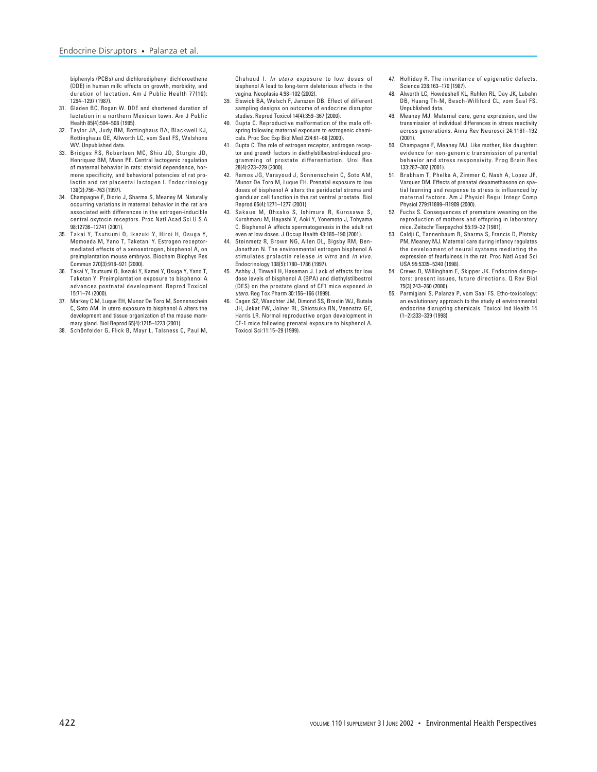biphenyls (PCBs) and dichlorodiphenyl dichloroethene (DDE) in human milk: effects on growth, morbidity, and duration of lactation. Am J Public Health 77(10): 1294–1297 (1987).

31. Gladen BC, Rogan W. DDE and shortened duration of lactation in a northern Mexican town. Am J Public Health 85(4):504–508 (1995).
32. Taylor JA, Judy BM, Rottinghaus BA, Blackwell KJ, Rottinghaus GE, Allworth LC, vom Saal FS, Welshons WV. Unpublished data.
33. Bridges RS, Robertson MC, Shiu JD, Sturgis JD, Henriquez BM, Mann PE. Central lactogenic regulation of maternal behavior in rats: steroid dependence, hormone specificity, and behavioral potencies of rat prolactin and rat placental lactogen I. Endocrinology 138(2):756–763 (1997).
34. Champagne F, Diorio J, Sharma S, Meaney M. Naturally occurring variations in maternal behavior in the rat are associated with differences in the estrogen-inducible central oxytocin receptors. Proc Natl Acad Sci U S A 98:12736–12741 (2001).
35. Takai Y, Tsutsumi O, Ikezuki Y, Hiroi H, Osuga Y, Momoeda M, Yano T, Taketani Y. Estrogen receptor-mediated effects of a xenoestrogen, bisphenol A, on preimplantation mouse embryos. Biochem Biophys Res Commun 270(3):918–921 (2000).
36. Takai Y, Tsutsumi O, Ikezuki Y, Kamei Y, Osuga Y, Yano T, Taketan Y. Preimplantation exposure to bisphenol A advances postnatal development. Reprod Toxicol 15:71–74 (2000).
37. Markey C M, Luque EH, Munoz De Toro M, Sonnenschein C, Soto AM. In utero exposure to bisphenol A alters the development and tissue organization of the mouse mammary gland. Biol Reprod 65(4):1215–1223 (2001).
38. Schönfelder G, Flick B, Mayr L, Talsness C, Paul M, Chahoud I. *In utero* exposure to low doses of bisphenol A lead to long-term deleterious effects in the vagina. Neoplasia 4:98–102 (2002).
39. Elswick BA, Welsch F, Janszen DB. Effect of different sampling designs on outcome of endocrine disruptor studies. Reprod Toxicol 14(4):359–367 (2000).
40. Gupta C. Reproductive malformation of the male offspring following maternal exposure to estrogenic chemicals. Proc Soc Exp Biol Med 224:61–68 (2000).
41. Gupta C. The role of estrogen receptor, androgen receptor and growth factors in diethylstilbestrol-induced programming of prostate differentiation. Urol Res 28(4):223–229 (2000).
42. Ramos JG, Varayoud J, Sonnenschein C, Soto AM, Munoz De Toro M, Luque EH. Prenatal exposure to low doses of bisphenol A alters the periductal stroma and glandular cell function in the rat ventral prostate. Biol Reprod 65(4):1271–1277 (2001).
43. Sakaue M, Ohsako S, Ishimura R, Kurosawa S, Kurohmaru M, Hayashi Y, Aoki Y, Yonemoto J, Tohyama C. Bisphenol A affects spermatogenesis in the adult rat even at low doses. J Occup Health 43:185–190 (2001).
44. Steinmetz R, Brown NG, Allen DL, Bigsby RM, Ben-Jonathan N. The environmental estrogen bisphenol A stimulates prolactin release *in vitro* and *in vivo*. Endocrinology 138(5):1780–1786 (1997).
45. Ashby J, Tinwell H, Haseman J. Lack of effects for low dose levels of bisphenol A (BPA) and diethylstilbestrol (DES) on the prostate gland of CF1 mice exposed *in utero*. Reg Tox Pharm 30:156–166 (1999).
46. Cagen SZ, Waechter JM, Dimond SS, Breslin WJ, Butala JH, Jekat FW, Joiner RL, Shiotsuka RN, Veenstra GE, Harris LR. Normal reproductive organ development in CF-1 mice following prenatal exposure to bisphenol A. Toxicol Sci:11:15–29 (1999).
47. Holliday R. The inheritance of epigenetic defects. Science 238:163–170 (1987).
48. Alworth LC, Howdeshell KL, Ruhlen RL, Day JK, Lubahn DB, Huang Th-M, Besch-Williford CL, vom Saal FS. Unpublished data.
49. Meaney MJ. Maternal care, gene expression, and the transmission of individual differences in stress reactivity across generations. Annu Rev Neurosci 24:1161–192 (2001).
50. Champagne F, Meaney MJ. Like mother, like daughter: evidence for non-genomic transmission of parental behavior and stress responsivity. Prog Brain Res 133:287–302 (2001).
51. Brabham T, Phelka A, Zimmer C, Nash A, Lopez JF, Vazquez DM. Effects of prenatal dexamethasone on spatial learning and response to stress is influenced by maternal factors. Am J Physiol Regul Integr Comp Physiol 279:R1899–R1909 (2000).
52. Fuchs S. Consequences of premature weaning on the reproduction of mothers and offspring in laboratory mice. Zeitschr Tierpsychol 55:19–32 (1981).
53. Caldji C, Tannenbaum B, Sharma S, Francis D, Plotsky PM, Meaney MJ. Maternal care during infancy regulates the development of neural systems mediating the expression of fearfulness in the rat. Proc Natl Acad Sci USA 95:5335–5340 (1998).
54. Crews D, Willingham E, Skipper JK. Endocrine disruptors: present issues, future directions. Q Rev Biol 75(3):243–260 (2000).
55. Parmigiani S, Palanza P, vom Saal FS. Etho-toxicology: an evolutionary approach to the study of environmental endocrine disrupting chemicals. Toxicol Ind Health 14 (1–2):333–339 (1998).